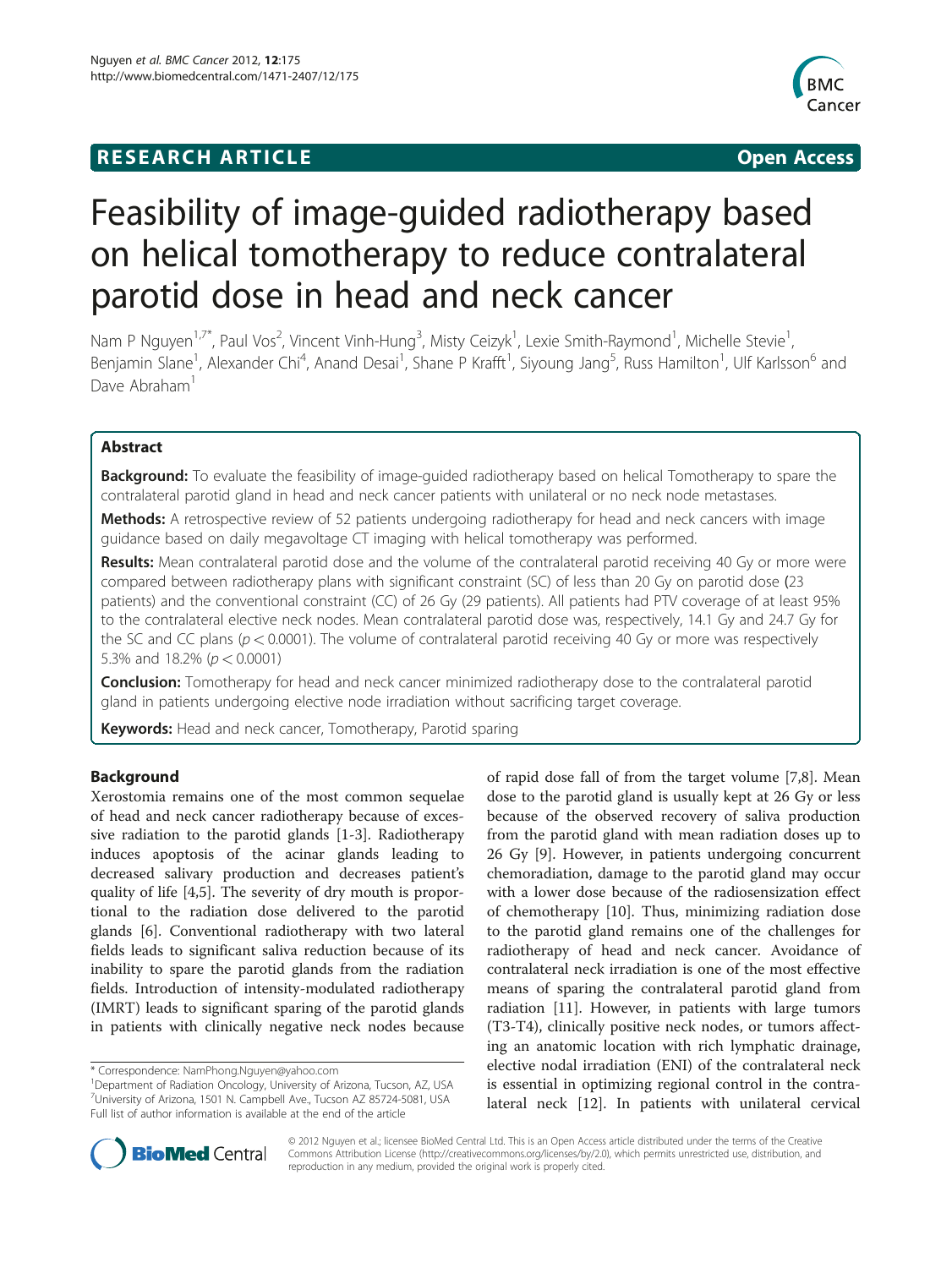RESEARCH ARTICLE

Open Access

# Feasibility of image-guided radiotherapy based on helical tomotherapy to reduce contralateral parotid dose in head and neck cancer

Nam P Nguyen[1,7*], Paul Vos[2], Vincent Vinh-Hung[3], Misty Ceizyk[1], Lexie Smith-Raymond[1], Michelle Stevie[1], Benjamin Slane[1], Alexander Chi[4], Anand Desai[1], Shane P Krafft[1], Siyoung Jang[5], Russ Hamilton[1], Ulf Karlsson[6] and Dave Abraham[1]

## Abstract

**Background:** To evaluate the feasibility of image-guided radiotherapy based on helical Tomotherapy to spare the contralateral parotid gland in head and neck cancer patients with unilateral or no neck node metastases.

**Methods:** A retrospective review of 52 patients undergoing radiotherapy for head and neck cancers with image guidance based on daily megavoltage CT imaging with helical tomotherapy was performed.

**Results:** Mean contralateral parotid dose and the volume of the contralateral parotid receiving 40 Gy or more were compared between radiotherapy plans with significant constraint (SC) of less than 20 Gy on parotid dose (23 patients) and the conventional constraint (CC) of 26 Gy (29 patients). All patients had PTV coverage of at least 95% to the contralateral elective neck nodes. Mean contralateral parotid dose was, respectively, 14.1 Gy and 24.7 Gy for the SC and CC plans ($p < 0.0001$). The volume of contralateral parotid receiving 40 Gy or more was respectively 5.3% and 18.2% ($p < 0.0001$)

**Conclusion:** Tomotherapy for head and neck cancer minimized radiotherapy dose to the contralateral parotid gland in patients undergoing elective node irradiation without sacrificing target coverage.

**Keywords:** Head and neck cancer, Tomotherapy, Parotid sparing

## Background

Xerostomia remains one of the most common sequelae of head and neck cancer radiotherapy because of excessive radiation to the parotid glands [1-3]. Radiotherapy induces apoptosis of the acinar glands leading to decreased salivary production and decreases patient's quality of life [4,5]. The severity of dry mouth is proportional to the radiation dose delivered to the parotid glands [6]. Conventional radiotherapy with two lateral fields leads to significant saliva reduction because of its inability to spare the parotid glands from the radiation fields. Introduction of intensity-modulated radiotherapy (IMRT) leads to significant sparing of the parotid glands in patients with clinically negative neck nodes because of rapid dose fall of from the target volume [7,8]. Mean dose to the parotid gland is usually kept at 26 Gy or less because of the observed recovery of saliva production from the parotid gland with mean radiation doses up to 26 Gy [9]. However, in patients undergoing concurrent chemoradiation, damage to the parotid gland may occur with a lower dose because of the radiosensization effect of chemotherapy [10]. Thus, minimizing radiation dose to the parotid gland remains one of the challenges for radiotherapy of head and neck cancer. Avoidance of contralateral neck irradiation is one of the most effective means of sparing the contralateral parotid gland from radiation [11]. However, in patients with large tumors (T3-T4), clinically positive neck nodes, or tumors affecting an anatomic location with rich lymphatic drainage, elective nodal irradiation (ENI) of the contralateral neck is essential in optimizing regional control in the contralateral neck [12]. In patients with unilateral cervical

\* Correspondence: NamPhong.Nguyen@yahoo.com
[1]Department of Radiation Oncology, University of Arizona, Tucson, AZ, USA
[7]University of Arizona, 1501 N. Campbell Ave., Tucson AZ 85724-5081, USA
Full list of author information is available at the end of the article

© 2012 Nguyen et al.; licensee BioMed Central Ltd. This is an Open Access article distributed under the terms of the Creative Commons Attribution License (http://creativecommons.org/licenses/by/2.0), which permits unrestricted use, distribution, and reproduction in any medium, provided the original work is properly cited.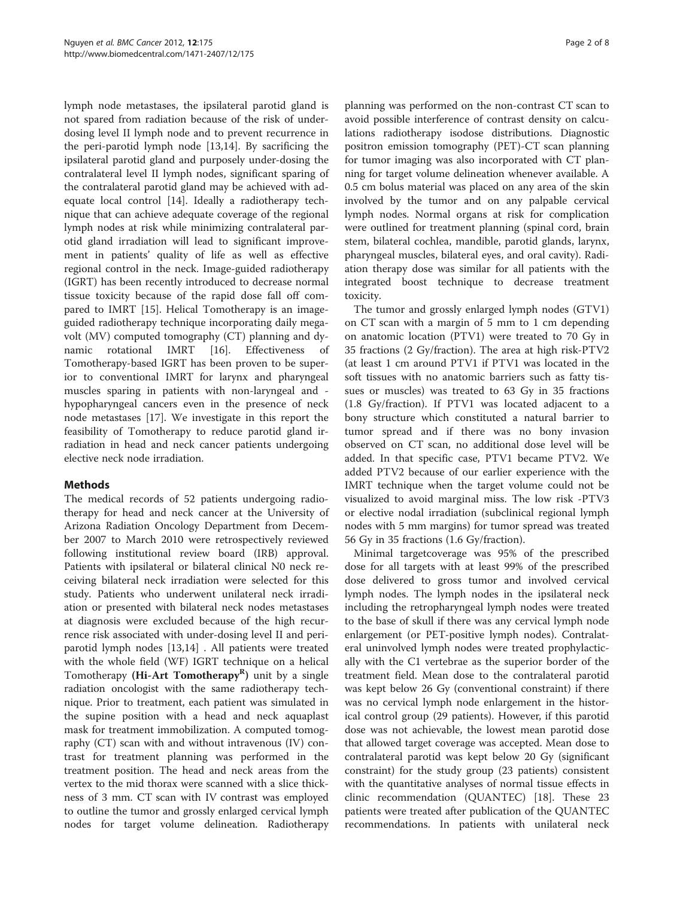lymph node metastases, the ipsilateral parotid gland is not spared from radiation because of the risk of underdosing level II lymph node and to prevent recurrence in the peri-parotid lymph node [13,14]. By sacrificing the ipsilateral parotid gland and purposely under-dosing the contralateral level II lymph nodes, significant sparing of the contralateral parotid gland may be achieved with adequate local control [14]. Ideally a radiotherapy technique that can achieve adequate coverage of the regional lymph nodes at risk while minimizing contralateral parotid gland irradiation will lead to significant improvement in patients' quality of life as well as effective regional control in the neck. Image-guided radiotherapy (IGRT) has been recently introduced to decrease normal tissue toxicity because of the rapid dose fall off compared to IMRT [15]. Helical Tomotherapy is an image-guided radiotherapy technique incorporating daily megavolt (MV) computed tomography (CT) planning and dynamic rotational IMRT [16]. Effectiveness of Tomotherapy-based IGRT has been proven to be superior to conventional IMRT for larynx and pharyngeal muscles sparing in patients with non-laryngeal and -hypopharyngeal cancers even in the presence of neck node metastases [17]. We investigate in this report the feasibility of Tomotherapy to reduce parotid gland irradiation in head and neck cancer patients undergoing elective neck node irradiation.

## Methods

The medical records of 52 patients undergoing radiotherapy for head and neck cancer at the University of Arizona Radiation Oncology Department from December 2007 to March 2010 were retrospectively reviewed following institutional review board (IRB) approval. Patients with ipsilateral or bilateral clinical N0 neck receiving bilateral neck irradiation were selected for this study. Patients who underwent unilateral neck irradiation or presented with bilateral neck nodes metastases at diagnosis were excluded because of the high recurrence risk associated with under-dosing level II and peri-parotid lymph nodes [13,14] . All patients were treated with the whole field (WF) IGRT technique on a helical Tomotherapy **(Hi-Art Tomotherapy[R])** unit by a single radiation oncologist with the same radiotherapy technique. Prior to treatment, each patient was simulated in the supine position with a head and neck aquaplast mask for treatment immobilization. A computed tomography (CT) scan with and without intravenous (IV) contrast for treatment planning was performed in the treatment position. The head and neck areas from the vertex to the mid thorax were scanned with a slice thickness of 3 mm. CT scan with IV contrast was employed to outline the tumor and grossly enlarged cervical lymph nodes for target volume delineation. Radiotherapy planning was performed on the non-contrast CT scan to avoid possible interference of contrast density on calculations radiotherapy isodose distributions. Diagnostic positron emission tomography (PET)-CT scan planning for tumor imaging was also incorporated with CT planning for target volume delineation whenever available. A 0.5 cm bolus material was placed on any area of the skin involved by the tumor and on any palpable cervical lymph nodes. Normal organs at risk for complication were outlined for treatment planning (spinal cord, brain stem, bilateral cochlea, mandible, parotid glands, larynx, pharyngeal muscles, bilateral eyes, and oral cavity). Radiation therapy dose was similar for all patients with the integrated boost technique to decrease treatment toxicity.

The tumor and grossly enlarged lymph nodes (GTV1) on CT scan with a margin of 5 mm to 1 cm depending on anatomic location (PTV1) were treated to 70 Gy in 35 fractions (2 Gy/fraction). The area at high risk-PTV2 (at least 1 cm around PTV1 if PTV1 was located in the soft tissues with no anatomic barriers such as fatty tissues or muscles) was treated to 63 Gy in 35 fractions (1.8 Gy/fraction). If PTV1 was located adjacent to a bony structure which constituted a natural barrier to tumor spread and if there was no bony invasion observed on CT scan, no additional dose level will be added. In that specific case, PTV1 became PTV2. We added PTV2 because of our earlier experience with the IMRT technique when the target volume could not be visualized to avoid marginal miss. The low risk -PTV3 or elective nodal irradiation (subclinical regional lymph nodes with 5 mm margins) for tumor spread was treated 56 Gy in 35 fractions (1.6 Gy/fraction).

Minimal targetcoverage was 95% of the prescribed dose for all targets with at least 99% of the prescribed dose delivered to gross tumor and involved cervical lymph nodes. The lymph nodes in the ipsilateral neck including the retropharyngeal lymph nodes were treated to the base of skull if there was any cervical lymph node enlargement (or PET-positive lymph nodes). Contralateral uninvolved lymph nodes were treated prophylactically with the C1 vertebrae as the superior border of the treatment field. Mean dose to the contralateral parotid was kept below 26 Gy (conventional constraint) if there was no cervical lymph node enlargement in the historical control group (29 patients). However, if this parotid dose was not achievable, the lowest mean parotid dose that allowed target coverage was accepted. Mean dose to contralateral parotid was kept below 20 Gy (significant constraint) for the study group (23 patients) consistent with the quantitative analyses of normal tissue effects in clinic recommendation (QUANTEC) [18]. These 23 patients were treated after publication of the QUANTEC recommendations. In patients with unilateral neck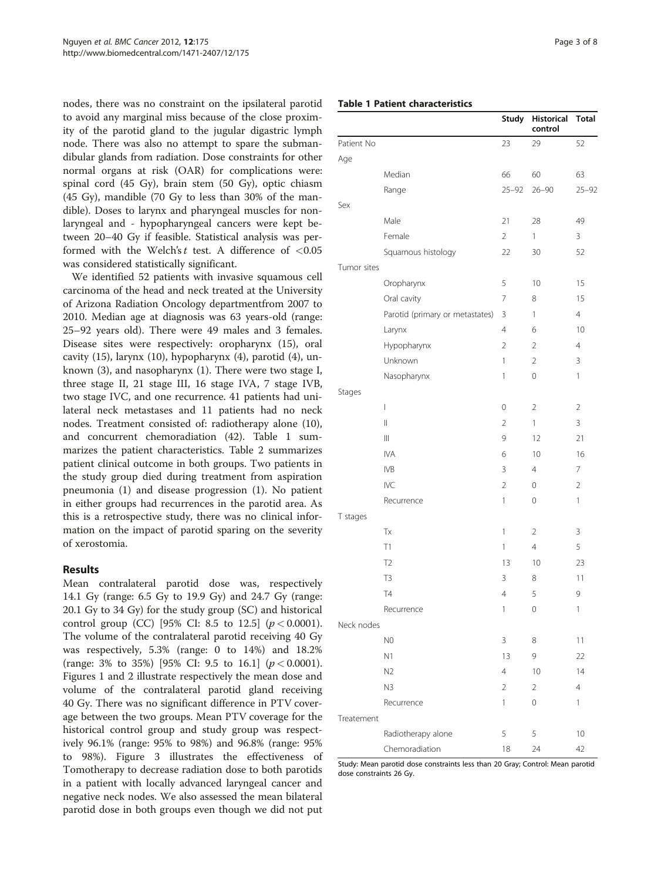nodes, there was no constraint on the ipsilateral parotid to avoid any marginal miss because of the close proximity of the parotid gland to the jugular digastric lymph node. There was also no attempt to spare the submandibular glands from radiation. Dose constraints for other normal organs at risk (OAR) for complications were: spinal cord (45 Gy), brain stem (50 Gy), optic chiasm (45 Gy), mandible (70 Gy to less than 30% of the mandible). Doses to larynx and pharyngeal muscles for non-laryngeal and - hypopharyngeal cancers were kept between 20–40 Gy if feasible. Statistical analysis was performed with the Welch's $t$ test. A difference of $<0.05$ was considered statistically significant.

We identified 52 patients with invasive squamous cell carcinoma of the head and neck treated at the University of Arizona Radiation Oncology departmentfrom 2007 to 2010. Median age at diagnosis was 63 years-old (range: 25–92 years old). There were 49 males and 3 females. Disease sites were respectively: oropharynx (15), oral cavity (15), larynx (10), hypopharynx (4), parotid (4), unknown (3), and nasopharynx (1). There were two stage I, three stage II, 21 stage III, 16 stage IVA, 7 stage IVB, two stage IVC, and one recurrence. 41 patients had unilateral neck metastases and 11 patients had no neck nodes. Treatment consisted of: radiotherapy alone (10), and concurrent chemoradiation (42). Table 1 summarizes the patient characteristics. Table 2 summarizes patient clinical outcome in both groups. Two patients in the study group died during treatment from aspiration pneumonia (1) and disease progression (1). No patient in either groups had recurrences in the parotid area. As this is a retrospective study, there was no clinical information on the impact of parotid sparing on the severity of xerostomia.

## Results

Mean contralateral parotid dose was, respectively 14.1 Gy (range: 6.5 Gy to 19.9 Gy) and 24.7 Gy (range: 20.1 Gy to 34 Gy) for the study group (SC) and historical control group (CC) [95% CI: 8.5 to 12.5] ($p < 0.0001$). The volume of the contralateral parotid receiving 40 Gy was respectively, 5.3% (range: 0 to 14%) and 18.2% (range: 3% to 35%) [95% CI: 9.5 to 16.1] ($p < 0.0001$). Figures 1 and 2 illustrate respectively the mean dose and volume of the contralateral parotid gland receiving 40 Gy. There was no significant difference in PTV coverage between the two groups. Mean PTV coverage for the historical control group and study group was respectively 96.1% (range: 95% to 98%) and 96.8% (range: 95% to 98%). Figure 3 illustrates the effectiveness of Tomotherapy to decrease radiation dose to both parotids in a patient with locally advanced laryngeal cancer and negative neck nodes. We also assessed the mean bilateral parotid dose in both groups even though we did not put

**Table 1 Patient characteristics**

| | | Study | Historical control | Total |
|---|---|---|---|---|
| Patient No | | 23 | 29 | 52 |
| Age | | | | |
| | Median | 66 | 60 | 63 |
| | Range | 25–92 | 26–90 | 25–92 |
| Sex | | | | |
| | Male | 21 | 28 | 49 |
| | Female | 2 | 1 | 3 |
| | Squamous histology | 22 | 30 | 52 |
| Tumor sites | | | | |
| | Oropharynx | 5 | 10 | 15 |
| | Oral cavity | 7 | 8 | 15 |
| | Parotid (primary or metastates) | 3 | 1 | 4 |
| | Larynx | 4 | 6 | 10 |
| | Hypopharynx | 2 | 2 | 4 |
| | Unknown | 1 | 2 | 3 |
| | Nasopharynx | 1 | 0 | 1 |
| Stages | | | | |
| | I | 0 | 2 | 2 |
| | II | 2 | 1 | 3 |
| | III | 9 | 12 | 21 |
| | IVA | 6 | 10 | 16 |
| | IVB | 3 | 4 | 7 |
| | IVC | 2 | 0 | 2 |
| | Recurrence | 1 | 0 | 1 |
| T stages | | | | |
| | Tx | 1 | 2 | 3 |
| | T1 | 1 | 4 | 5 |
| | T2 | 13 | 10 | 23 |
| | T3 | 3 | 8 | 11 |
| | T4 | 4 | 5 | 9 |
| | Recurrence | 1 | 0 | 1 |
| Neck nodes | | | | |
| | N0 | 3 | 8 | 11 |
| | N1 | 13 | 9 | 22 |
| | N2 | 4 | 10 | 14 |
| | N3 | 2 | 2 | 4 |
| | Recurrence | 1 | 0 | 1 |
| Treatement | | | | |
| | Radiotherapy alone | 5 | 5 | 10 |
| | Chemoradiation | 18 | 24 | 42 |

Study: Mean parotid dose constraints less than 20 Gray; Control: Mean parotid dose constraints 26 Gy.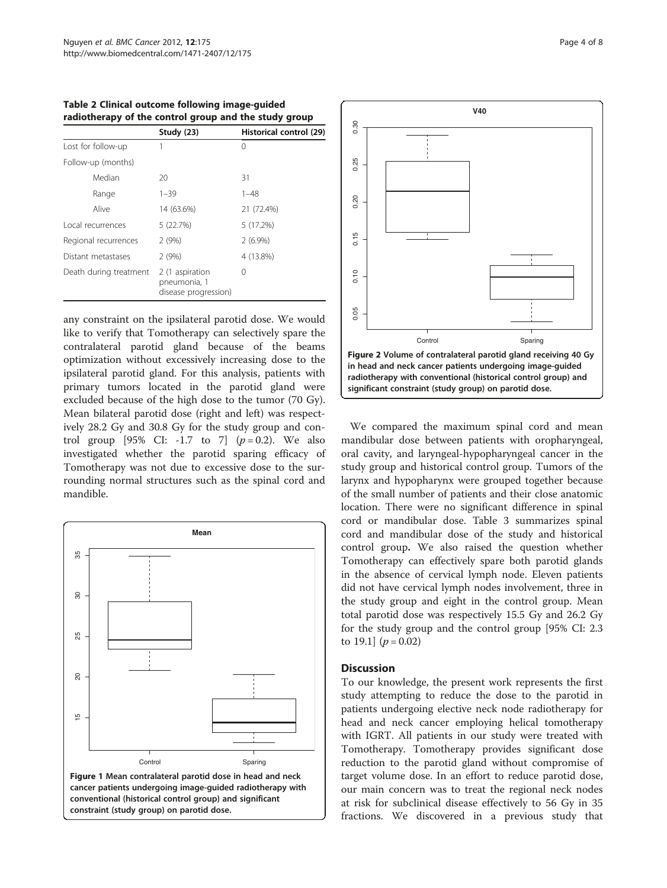**Table 2 Clinical outcome following image-guided radiotherapy of the control group and the study group**

| | Study (23) | Historical control (29) |
|---|---|---|
| Lost for follow-up | 1 | 0 |
| Follow-up (months) | | |
| Median | 20 | 31 |
| Range | 1–39 | 1–48 |
| Alive | 14 (63.6%) | 21 (72.4%) |
| Local recurrences | 5 (22.7%) | 5 (17.2%) |
| Regional recurrences | 2 (9%) | 2 (6.9%) |
| Distant metastases | 2 (9%) | 4 (13.8%) |
| Death during treatment | 2 (1 aspiration pneumonia, 1 disease progression) | 0 |

any constraint on the ipsilateral parotid dose. We would like to verify that Tomotherapy can selectively spare the contralateral parotid gland because of the beams optimization without excessively increasing dose to the ipsilateral parotid gland. For this analysis, patients with primary tumors located in the parotid gland were excluded because of the high dose to the tumor (70 Gy). Mean bilateral parotid dose (right and left) was respectively 28.2 Gy and 30.8 Gy for the study group and control group [95% CI: -1.7 to 7] ($p = 0.2$). We also investigated whether the parotid sparing efficacy of Tomotherapy was not due to excessive dose to the surrounding normal structures such as the spinal cord and mandible.

Figure 1 Mean contralateral parotid dose in head and neck cancer patients undergoing image-guided radiotherapy with conventional (historical control group) and significant constraint (study group) on parotid dose.

Figure 2 Volume of contralateral parotid gland receiving 40 Gy in head and neck cancer patients undergoing image-guided radiotherapy with conventional (historical control group) and significant constraint (study group) on parotid dose.

We compared the maximum spinal cord and mean mandibular dose between patients with oropharyngeal, oral cavity, and laryngeal-hypopharyngeal cancer in the study group and historical control group. Tumors of the larynx and hypopharynx were grouped together because of the small number of patients and their close anatomic location. There were no significant difference in spinal cord or mandibular dose. Table 3 summarizes spinal cord and mandibular dose of the study and historical control group**.** We also raised the question whether Tomotherapy can effectively spare both parotid glands in the absence of cervical lymph node. Eleven patients did not have cervical lymph nodes involvement, three in the study group and eight in the control group. Mean total parotid dose was respectively 15.5 Gy and 26.2 Gy for the study group and the control group [95% CI: 2.3 to 19.1] ($p = 0.02$)

## Discussion

To our knowledge, the present work represents the first study attempting to reduce the dose to the parotid in patients undergoing elective neck node radiotherapy for head and neck cancer employing helical tomotherapy with IGRT. All patients in our study were treated with Tomotherapy. Tomotherapy provides significant dose reduction to the parotid gland without compromise of target volume dose. In an effort to reduce parotid dose, our main concern was to treat the regional neck nodes at risk for subclinical disease effectively to 56 Gy in 35 fractions. We discovered in a previous study that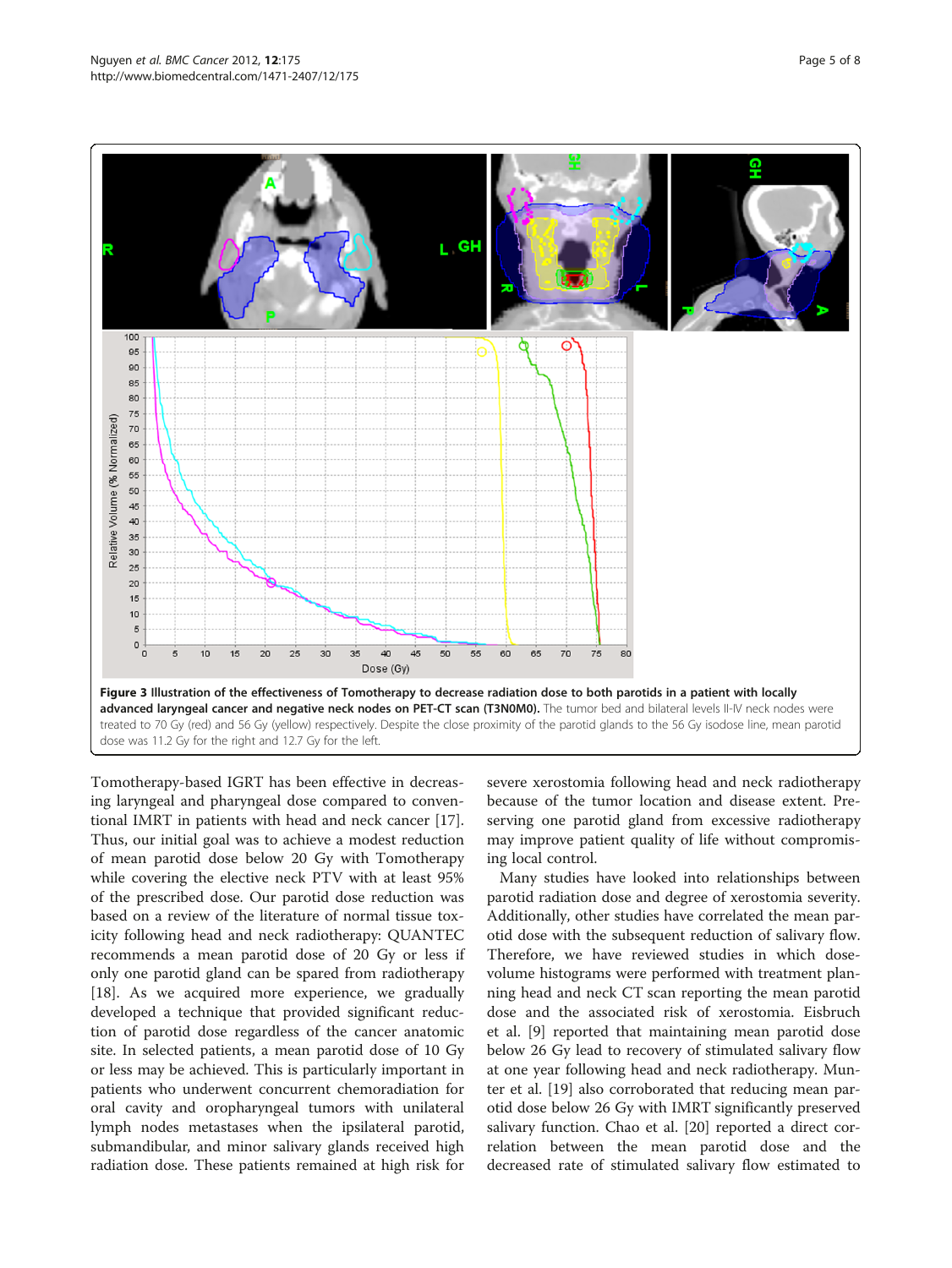**Figure 3 Illustration of the effectiveness of Tomotherapy to decrease radiation dose to both parotids in a patient with locally advanced laryngeal cancer and negative neck nodes on PET-CT scan (T3N0M0).** The tumor bed and bilateral levels II-IV neck nodes were treated to 70 Gy (red) and 56 Gy (yellow) respectively. Despite the close proximity of the parotid glands to the 56 Gy isodose line, mean parotid dose was 11.2 Gy for the right and 12.7 Gy for the left.

Tomotherapy-based IGRT has been effective in decreasing laryngeal and pharyngeal dose compared to conventional IMRT in patients with head and neck cancer [17]. Thus, our initial goal was to achieve a modest reduction of mean parotid dose below 20 Gy with Tomotherapy while covering the elective neck PTV with at least 95% of the prescribed dose. Our parotid dose reduction was based on a review of the literature of normal tissue toxicity following head and neck radiotherapy: QUANTEC recommends a mean parotid dose of 20 Gy or less if only one parotid gland can be spared from radiotherapy [18]. As we acquired more experience, we gradually developed a technique that provided significant reduction of parotid dose regardless of the cancer anatomic site. In selected patients, a mean parotid dose of 10 Gy or less may be achieved. This is particularly important in patients who underwent concurrent chemoradiation for oral cavity and oropharyngeal tumors with unilateral lymph nodes metastases when the ipsilateral parotid, submandibular, and minor salivary glands received high radiation dose. These patients remained at high risk for severe xerostomia following head and neck radiotherapy because of the tumor location and disease extent. Preserving one parotid gland from excessive radiotherapy may improve patient quality of life without compromising local control.

Many studies have looked into relationships between parotid radiation dose and degree of xerostomia severity. Additionally, other studies have correlated the mean parotid dose with the subsequent reduction of salivary flow. Therefore, we have reviewed studies in which dose-volume histograms were performed with treatment planning head and neck CT scan reporting the mean parotid dose and the associated risk of xerostomia. Eisbruch et al. [9] reported that maintaining mean parotid dose below 26 Gy lead to recovery of stimulated salivary flow at one year following head and neck radiotherapy. Munter et al. [19] also corroborated that reducing mean parotid dose below 26 Gy with IMRT significantly preserved salivary function. Chao et al. [20] reported a direct correlation between the mean parotid dose and the decreased rate of stimulated salivary flow estimated to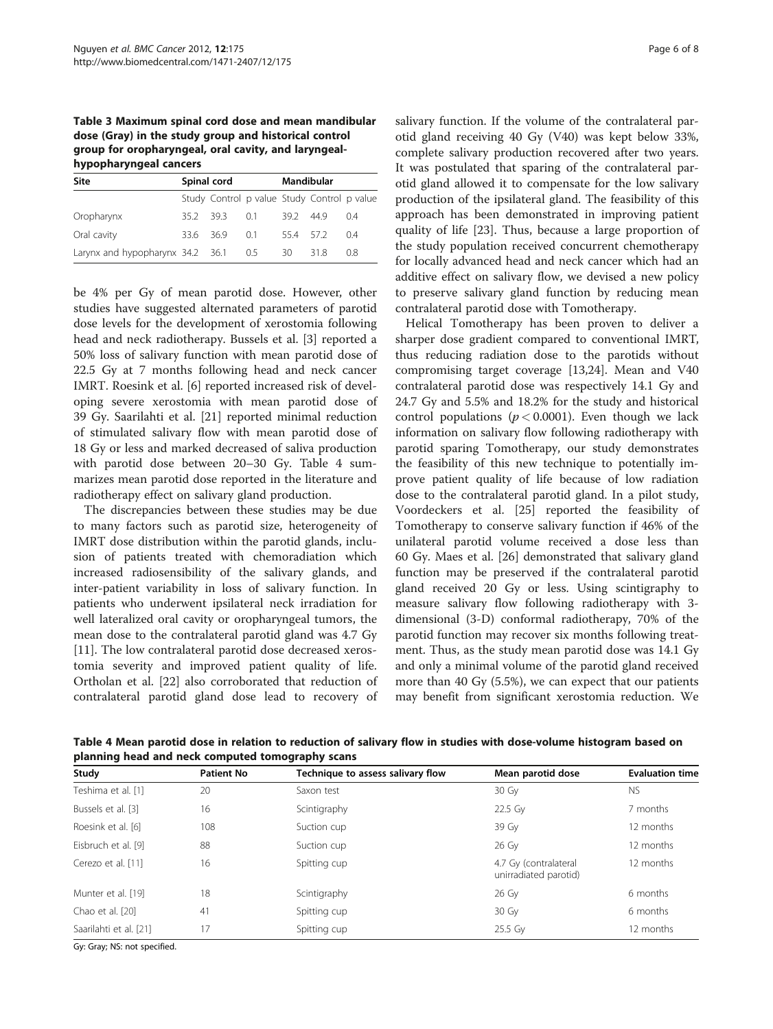**Table 3 Maximum spinal cord dose and mean mandibular dose (Gray) in the study group and historical control group for oropharyngeal, oral cavity, and laryngeal-hypopharyngeal cancers**

| Site | Spinal cord | | | Mandibular | | |
|---|---|---|---|---|---|---|
| | Study | Control | p value | Study | Control | p value |
| Oropharynx | 35.2 | 39.3 | 0.1 | 39.2 | 44.9 | 0.4 |
| Oral cavity | 33.6 | 36.9 | 0.1 | 55.4 | 57.2 | 0.4 |
| Larynx and hypopharynx | 34.2 | 36.1 | 0.5 | 30 | 31.8 | 0.8 |

be 4% per Gy of mean parotid dose. However, other studies have suggested alternated parameters of parotid dose levels for the development of xerostomia following head and neck radiotherapy. Bussels et al. [3] reported a 50% loss of salivary function with mean parotid dose of 22.5 Gy at 7 months following head and neck cancer IMRT. Roesink et al. [6] reported increased risk of developing severe xerostomia with mean parotid dose of 39 Gy. Saarilahti et al. [21] reported minimal reduction of stimulated salivary flow with mean parotid dose of 18 Gy or less and marked decreased of saliva production with parotid dose between 20–30 Gy. Table 4 summarizes mean parotid dose reported in the literature and radiotherapy effect on salivary gland production.

The discrepancies between these studies may be due to many factors such as parotid size, heterogeneity of IMRT dose distribution within the parotid glands, inclusion of patients treated with chemoradiation which increased radiosensibility of the salivary glands, and inter-patient variability in loss of salivary function. In patients who underwent ipsilateral neck irradiation for well lateralized oral cavity or oropharyngeal tumors, the mean dose to the contralateral parotid gland was 4.7 Gy [11]. The low contralateral parotid dose decreased xerostomia severity and improved patient quality of life. Ortholan et al. [22] also corroborated that reduction of contralateral parotid gland dose lead to recovery of salivary function. If the volume of the contralateral parotid gland receiving 40 Gy (V40) was kept below 33%, complete salivary production recovered after two years. It was postulated that sparing of the contralateral parotid gland allowed it to compensate for the low salivary production of the ipsilateral gland. The feasibility of this approach has been demonstrated in improving patient quality of life [23]. Thus, because a large proportion of the study population received concurrent chemotherapy for locally advanced head and neck cancer which had an additive effect on salivary flow, we devised a new policy to preserve salivary gland function by reducing mean contralateral parotid dose with Tomotherapy.

Helical Tomotherapy has been proven to deliver a sharper dose gradient compared to conventional IMRT, thus reducing radiation dose to the parotids without compromising target coverage [13,24]. Mean and V40 contralateral parotid dose was respectively 14.1 Gy and 24.7 Gy and 5.5% and 18.2% for the study and historical control populations ($p < 0.0001$). Even though we lack information on salivary flow following radiotherapy with parotid sparing Tomotherapy, our study demonstrates the feasibility of this new technique to potentially improve patient quality of life because of low radiation dose to the contralateral parotid gland. In a pilot study, Voordeckers et al. [25] reported the feasibility of Tomotherapy to conserve salivary function if 46% of the unilateral parotid volume received a dose less than 60 Gy. Maes et al. [26] demonstrated that salivary gland function may be preserved if the contralateral parotid gland received 20 Gy or less. Using scintigraphy to measure salivary flow following radiotherapy with 3-dimensional (3-D) conformal radiotherapy, 70% of the parotid function may recover six months following treatment. Thus, as the study mean parotid dose was 14.1 Gy and only a minimal volume of the parotid gland received more than 40 Gy (5.5%), we can expect that our patients may benefit from significant xerostomia reduction. We

**Table 4 Mean parotid dose in relation to reduction of salivary flow in studies with dose-volume histogram based on planning head and neck computed tomography scans**

| Study | Patient No | Technique to assess salivary flow | Mean parotid dose | Evaluation time |
|---|---|---|---|---|
| Teshima et al. [1] | 20 | Saxon test | 30 Gy | NS |
| Bussels et al. [3] | 16 | Scintigraphy | 22.5 Gy | 7 months |
| Roesink et al. [6] | 108 | Suction cup | 39 Gy | 12 months |
| Eisbruch et al. [9] | 88 | Suction cup | 26 Gy | 12 months |
| Cerezo et al. [11] | 16 | Spitting cup | 4.7 Gy (contralateral unirradiated parotid) | 12 months |
| Munter et al. [19] | 18 | Scintigraphy | 26 Gy | 6 months |
| Chao et al. [20] | 41 | Spitting cup | 30 Gy | 6 months |
| Saarilahti et al. [21] | 17 | Spitting cup | 25.5 Gy | 12 months |

Gy: Gray; NS: not specified.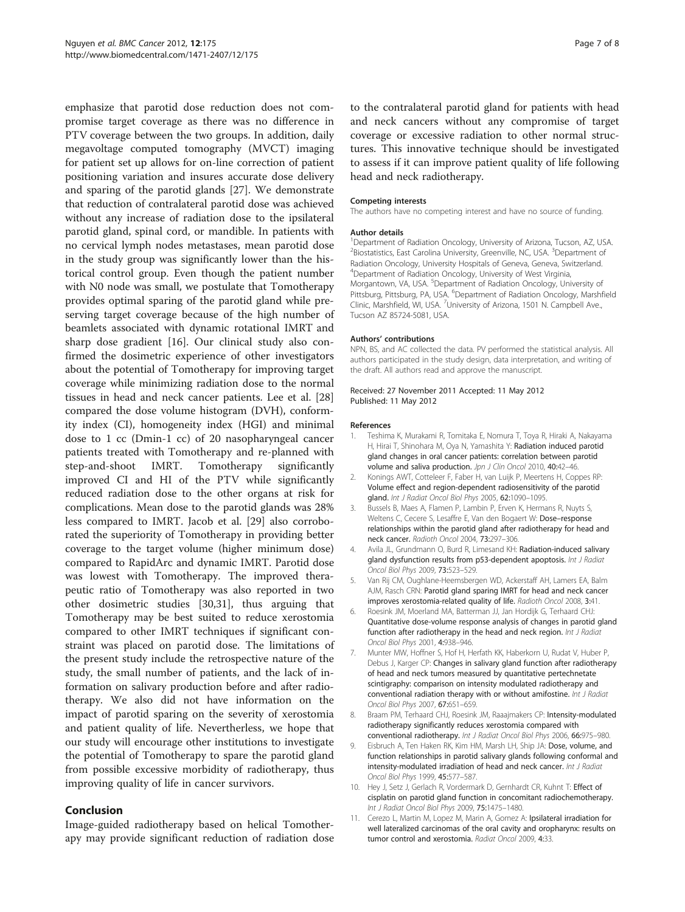emphasize that parotid dose reduction does not compromise target coverage as there was no difference in PTV coverage between the two groups. In addition, daily megavoltage computed tomography (MVCT) imaging for patient set up allows for on-line correction of patient positioning variation and insures accurate dose delivery and sparing of the parotid glands [27]. We demonstrate that reduction of contralateral parotid dose was achieved without any increase of radiation dose to the ipsilateral parotid gland, spinal cord, or mandible. In patients with no cervical lymph nodes metastases, mean parotid dose in the study group was significantly lower than the historical control group. Even though the patient number with N0 node was small, we postulate that Tomotherapy provides optimal sparing of the parotid gland while preserving target coverage because of the high number of beamlets associated with dynamic rotational IMRT and sharp dose gradient [16]. Our clinical study also confirmed the dosimetric experience of other investigators about the potential of Tomotherapy for improving target coverage while minimizing radiation dose to the normal tissues in head and neck cancer patients. Lee et al. [28] compared the dose volume histogram (DVH), conformity index (CI), homogeneity index (HGI) and minimal dose to 1 cc (Dmin-1 cc) of 20 nasopharyngeal cancer patients treated with Tomotherapy and re-planned with step-and-shoot IMRT. Tomotherapy significantly improved CI and HI of the PTV while significantly reduced radiation dose to the other organs at risk for complications. Mean dose to the parotid glands was 28% less compared to IMRT. Jacob et al. [29] also corroborated the superiority of Tomotherapy in providing better coverage to the target volume (higher minimum dose) compared to RapidArc and dynamic IMRT. Parotid dose was lowest with Tomotherapy. The improved therapeutic ratio of Tomotherapy was also reported in two other dosimetric studies [30,31], thus arguing that Tomotherapy may be best suited to reduce xerostomia compared to other IMRT techniques if significant constraint was placed on parotid dose. The limitations of the present study include the retrospective nature of the study, the small number of patients, and the lack of information on salivary production before and after radiotherapy. We also did not have information on the impact of parotid sparing on the severity of xerostomia and patient quality of life. Nevertheless, we hope that our study will encourage other institutions to investigate the potential of Tomotherapy to spare the parotid gland from possible excessive morbidity of radiotherapy, thus improving quality of life in cancer survivors.

## Conclusion

Image-guided radiotherapy based on helical Tomotherapy may provide significant reduction of radiation dose to the contralateral parotid gland for patients with head and neck cancers without any compromise of target coverage or excessive radiation to other normal structures. This innovative technique should be investigated to assess if it can improve patient quality of life following head and neck radiotherapy.

#### Competing interests

The authors have no competing interest and have no source of funding.

#### Author details

[1]Department of Radiation Oncology, University of Arizona, Tucson, AZ, USA. [2]Biostatistics, East Carolina University, Greenville, NC, USA. [3]Department of Radiation Oncology, University Hospitals of Geneva, Geneva, Switzerland. [4]Department of Radiation Oncology, University of West Virginia, Morgantown, VA, USA. [5]Department of Radiation Oncology, University of Pittsburg, Pittsburg, PA, USA. [6]Department of Radiation Oncology, Marshfield Clinic, Marshfield, WI, USA. [7]University of Arizona, 1501 N. Campbell Ave., Tucson AZ 85724-5081, USA.

#### Authors' contributions

NPN, BS, and AC collected the data. PV performed the statistical analysis. All authors participated in the study design, data interpretation, and writing of the draft. All authors read and approve the manuscript.

Received: 27 November 2011 Accepted: 11 May 2012
Published: 11 May 2012

#### References

1. Teshima K, Murakami R, Tomitaka E, Nomura T, Toya R, Hiraki A, Nakayama H, Hirai T, Shinohara M, Oya N, Yamashita Y: **Radiation induced parotid gland changes in oral cancer patients: correlation between parotid volume and saliva production.** *Jpn J Clin Oncol* 2010, **40:**42–46.
2. Konings AWT, Cotteleer F, Faber H, van Luijk P, Meertens H, Coppes RP: **Volume effect and region-dependent radiosensitivity of the parotid gland.** *Int J Radiat Oncol Biol Phys* 2005, **62:**1090–1095.
3. Bussels B, Maes A, Flamen P, Lambin P, Erven K, Hermans R, Nuyts S, Weltens C, Cecere S, Lesaffre E, Van den Bogaert W: **Dose–response relationships within the parotid gland after radiotherapy for head and neck cancer.** *Radioth Oncol* 2004, **73:**297–306.
4. Avila JL, Grundmann O, Burd R, Limesand KH: **Radiation-induced salivary gland dysfunction results from p53-dependent apoptosis.** *Int J Radiat Oncol Biol Phys* 2009, **73:**523–529.
5. Van Rij CM, Oughlane-Heemsbergen WD, Ackerstaff AH, Lamers EA, Balm AJM, Rasch CRN: **Parotid gland sparing IMRT for head and neck cancer improves xerostomia-related quality of life.** *Radioth Oncol* 2008, **3:**41.
6. Roesink JM, Moerland MA, Batterman JJ, Jan Hordijk G, Terhaard CHJ: **Quantitative dose-volume response analysis of changes in parotid gland function after radiotherapy in the head and neck region.** *Int J Radiat Oncol Biol Phys* 2001, **4:**938–946.
7. Munter MW, Hoffner S, Hof H, Herfath KK, Haberkorn U, Rudat V, Huber P, Debus J, Karger CP: **Changes in salivary gland function after radiotherapy of head and neck tumors measured by quantitative pertechnetate scintigraphy: comparison on intensity modulated radiotherapy and conventional radiation therapy with or without amifostine.** *Int J Radiat Oncol Biol Phys* 2007, **67:**651–659.
8. Braam PM, Terhaard CHJ, Roesink JM, Raaajmakers CP: **Intensity-modulated radiotherapy significantly reduces xerostomia compared with conventional radiotherapy.** *Int J Radiat Oncol Biol Phys* 2006, **66:**975–980.
9. Eisbruch A, Ten Haken RK, Kim HM, Marsh LH, Ship JA: **Dose, volume, and function relationships in parotid salivary glands following conformal and intensity-modulated irradiation of head and neck cancer.** *Int J Radiat Oncol Biol Phys* 1999, **45:**577–587.
10. Hey J, Setz J, Gerlach R, Vordermark D, Gernhardt CR, Kuhnt T: **Effect of cisplatin on parotid gland function in concomitant radiochemotherapy.** *Int J Radiat Oncol Biol Phys* 2009, **75:**1475–1480.
11. Cerezo L, Martin M, Lopez M, Marin A, Gomez A: **Ipsilateral irradiation for well lateralized carcinomas of the oral cavity and oropharynx: results on tumor control and xerostomia.** *Radiat Oncol* 2009, **4:**33.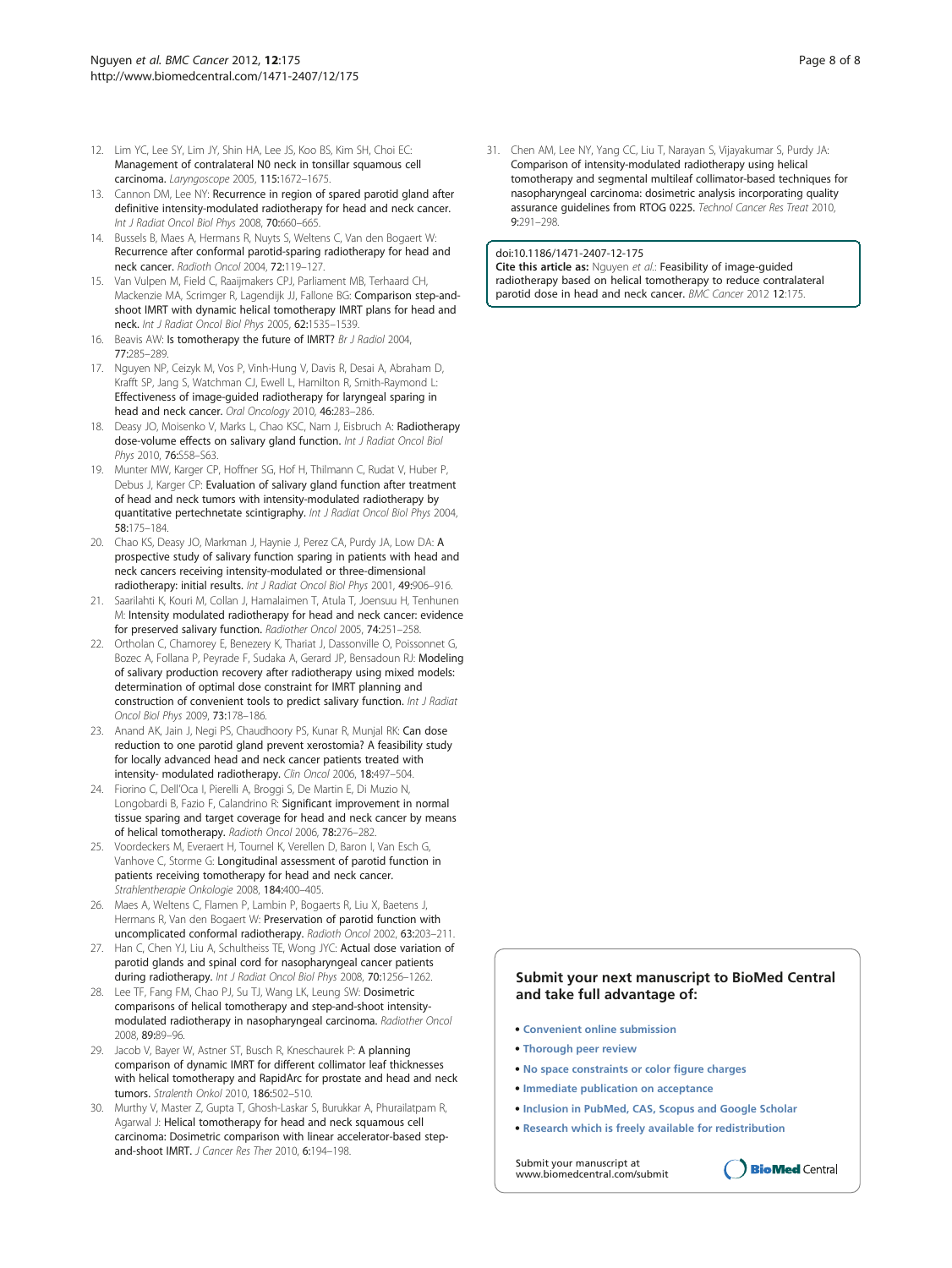12. Lim YC, Lee SY, Lim JY, Shin HA, Lee JS, Koo BS, Kim SH, Choi EC: **Management of contralateral N0 neck in tonsillar squamous cell carcinoma.** *Laryngoscope* 2005, **115:**1672–1675.
13. Cannon DM, Lee NY: **Recurrence in region of spared parotid gland after definitive intensity-modulated radiotherapy for head and neck cancer.** *Int J Radiat Oncol Biol Phys* 2008, **70:**660–665.
14. Bussels B, Maes A, Hermans R, Nuyts S, Weltens C, Van den Bogaert W: **Recurrence after conformal parotid-sparing radiotherapy for head and neck cancer.** *Radioth Oncol* 2004, **72:**119–127.
15. Van Vulpen M, Field C, Raaijmakers CPJ, Parliament MB, Terhaard CH, Mackenzie MA, Scrimger R, Lagendijk JJ, Fallone BG: **Comparison step-and-shoot IMRT with dynamic helical tomotherapy IMRT plans for head and neck.** *Int J Radiat Oncol Biol Phys* 2005, **62:**1535–1539.
16. Beavis AW: **Is tomotherapy the future of IMRT?** *Br J Radiol* 2004, **77:**285–289.
17. Nguyen NP, Ceizyk M, Vos P, Vinh-Hung V, Davis R, Desai A, Abraham D, Krafft SP, Jang S, Watchman CJ, Ewell L, Hamilton R, Smith-Raymond L: **Effectiveness of image-guided radiotherapy for laryngeal sparing in head and neck cancer.** *Oral Oncology* 2010, **46:**283–286.
18. Deasy JO, Moisenko V, Marks L, Chao KSC, Nam J, Eisbruch A: **Radiotherapy dose-volume effects on salivary gland function.** *Int J Radiat Oncol Biol Phys* 2010, **76:**S58–S63.
19. Munter MW, Karger CP, Hoffner SG, Hof H, Thilmann C, Rudat V, Huber P, Debus J, Karger CP: **Evaluation of salivary gland function after treatment of head and neck tumors with intensity-modulated radiotherapy by quantitative pertechnetate scintigraphy.** *Int J Radiat Oncol Biol Phys* 2004, **58:**175–184.
20. Chao KS, Deasy JO, Markman J, Haynie J, Perez CA, Purdy JA, Low DA: **A prospective study of salivary function sparing in patients with head and neck cancers receiving intensity-modulated or three-dimensional radiotherapy: initial results.** *Int J Radiat Oncol Biol Phys* 2001, **49:**906–916.
21. Saarilahti K, Kouri M, Collan J, Hamalaimen T, Atula T, Joensuu H, Tenhunen M: **Intensity modulated radiotherapy for head and neck cancer: evidence for preserved salivary function.** *Radiother Oncol* 2005, **74:**251–258.
22. Ortholan C, Chamorey E, Benezery K, Thariat J, Dassonville O, Poissonnet G, Bozec A, Follana P, Peyrade F, Sudaka A, Gerard JP, Bensadoun RJ: **Modeling of salivary production recovery after radiotherapy using mixed models: determination of optimal dose constraint for IMRT planning and construction of convenient tools to predict salivary function.** *Int J Radiat Oncol Biol Phys* 2009, **73:**178–186.
23. Anand AK, Jain J, Negi PS, Chaudhoory PS, Kunar R, Munjal RK: **Can dose reduction to one parotid gland prevent xerostomia? A feasibility study for locally advanced head and neck cancer patients treated with intensity- modulated radiotherapy.** *Clin Oncol* 2006, **18:**497–504.
24. Fiorino C, Dell'Oca I, Pierelli A, Broggi S, De Martin E, Di Muzio N, Longobardi B, Fazio F, Calandrino R: **Significant improvement in normal tissue sparing and target coverage for head and neck cancer by means of helical tomotherapy.** *Radioth Oncol* 2006, **78:**276–282.
25. Voordeckers M, Everaert H, Tournel K, Verellen D, Baron I, Van Esch G, Vanhove C, Storme G: **Longitudinal assessment of parotid function in patients receiving tomotherapy for head and neck cancer.** *Strahlentherapie Onkologie* 2008, **184:**400–405.
26. Maes A, Weltens C, Flamen P, Lambin P, Bogaerts R, Liu X, Baetens J, Hermans R, Van den Bogaert W: **Preservation of parotid function with uncomplicated conformal radiotherapy.** *Radioth Oncol* 2002, **63:**203–211.
27. Han C, Chen YJ, Liu A, Schultheiss TE, Wong JYC: **Actual dose variation of parotid glands and spinal cord for nasopharyngeal cancer patients during radiotherapy.** *Int J Radiat Oncol Biol Phys* 2008, **70:**1256–1262.
28. Lee TF, Fang FM, Chao PJ, Su TJ, Wang LK, Leung SW: **Dosimetric comparisons of helical tomotherapy and step-and-shoot intensity-modulated radiotherapy in nasopharyngeal carcinoma.** *Radiother Oncol* 2008, **89:**89–96.
29. Jacob V, Bayer W, Astner ST, Busch R, Kneschaurek P: **A planning comparison of dynamic IMRT for different collimator leaf thicknesses with helical tomotherapy and RapidArc for prostate and head and neck tumors.** *Stralenth Onkol* 2010, **186:**502–510.
30. Murthy V, Master Z, Gupta T, Ghosh-Laskar S, Burukkar A, Phurailatpam R, Agarwal J: **Helical tomotherapy for head and neck squamous cell carcinoma: Dosimetric comparison with linear accelerator-based step-and-shoot IMRT.** *J Cancer Res Ther* 2010, **6:**194–198.
31. Chen AM, Lee NY, Yang CC, Liu T, Narayan S, Vijayakumar S, Purdy JA: **Comparison of intensity-modulated radiotherapy using helical tomotherapy and segmental multileaf collimator-based techniques for nasopharyngeal carcinoma: dosimetric analysis incorporating quality assurance guidelines from RTOG 0225.** *Technol Cancer Res Treat* 2010, **9:**291–298.

doi:10.1186/1471-2407-12-175

**Cite this article as:** Nguyen *et al.*: Feasibility of image-guided radiotherapy based on helical tomotherapy to reduce contralateral parotid dose in head and neck cancer. *BMC Cancer* 2012 **12**:175.

**Submit your next manuscript to BioMed Central and take full advantage of:**

- **Convenient online submission**
- **Thorough peer review**
- **No space constraints or color figure charges**
- **Immediate publication on acceptance**
- **Inclusion in PubMed, CAS, Scopus and Google Scholar**
- **Research which is freely available for redistribution**

Submit your manuscript at www.biomedcentral.com/submit

BioMed Central